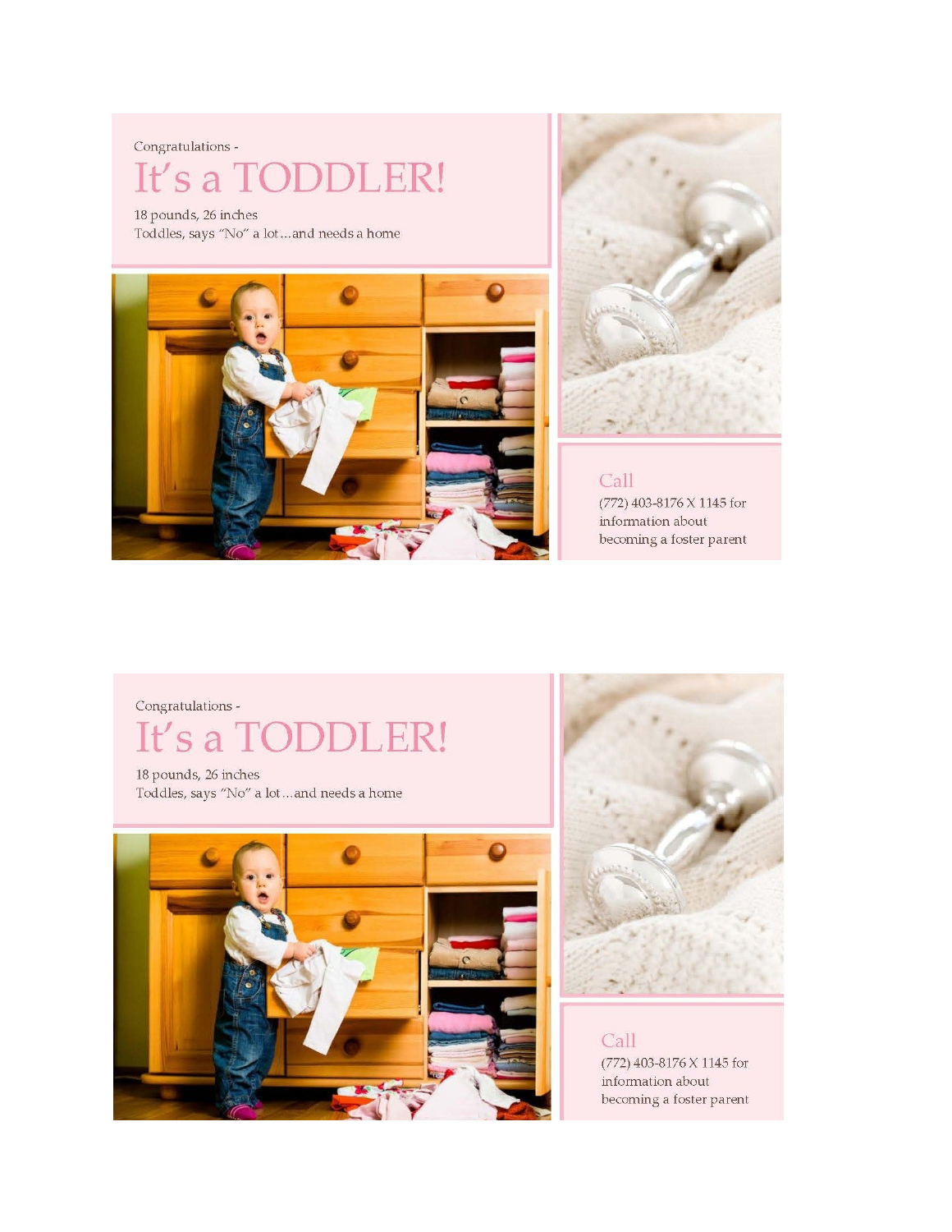Congratulations -

# It's a TODDLER!

18 pounds, 26 inches
Toddles, says "No" a lot…and needs a home

## Call

(772) 403-8176 X 1145 for information about becoming a foster parent

---

Congratulations -

# It's a TODDLER!

18 pounds, 26 inches
Toddles, says "No" a lot…and needs a home

## Call

(772) 403-8176 X 1145 for information about becoming a foster parent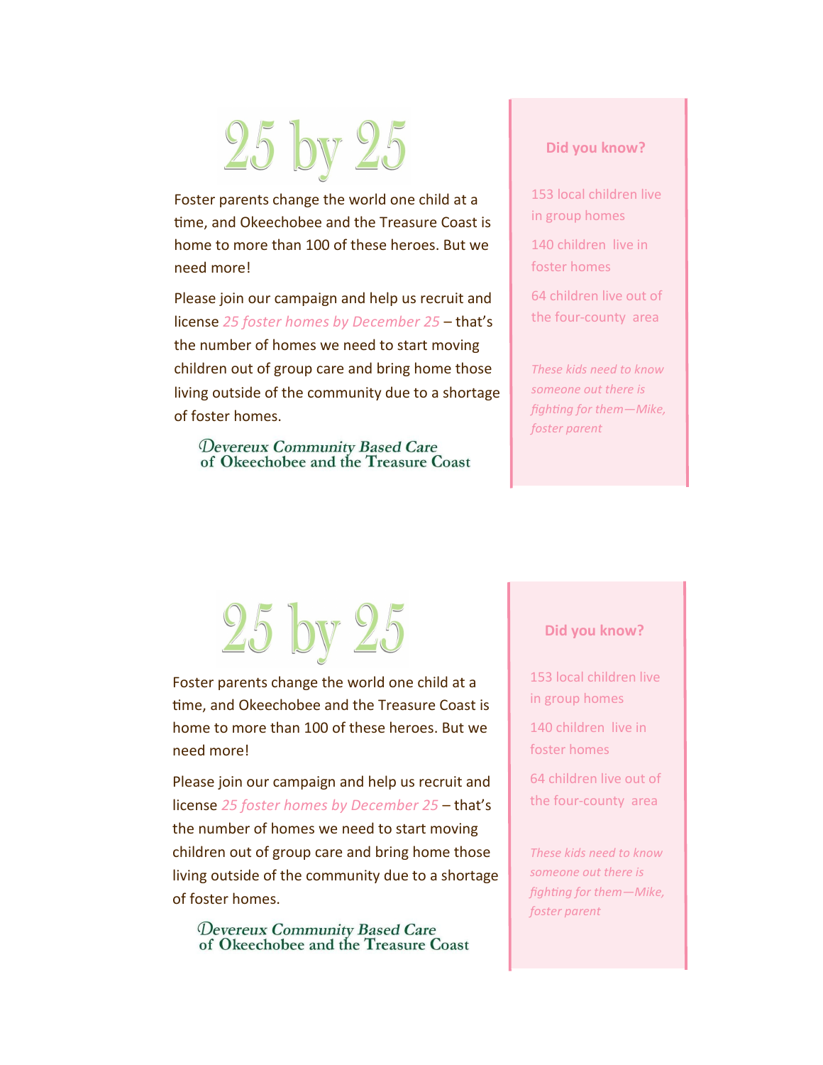# 25 by 25

Foster parents change the world one child at a time, and Okeechobee and the Treasure Coast is home to more than 100 of these heroes. But we need more!

Please join our campaign and help us recruit and license *25 foster homes by December 25* – that's the number of homes we need to start moving children out of group care and bring home those living outside of the community due to a shortage of foster homes.

Devereux Community Based Care
of Okeechobee and the Treasure Coast

**Did you know?**

153 local children live in group homes

140 children live in foster homes

64 children live out of the four-county area

*These kids need to know someone out there is fighting for them—Mike, foster parent*

# 25 by 25

Foster parents change the world one child at a time, and Okeechobee and the Treasure Coast is home to more than 100 of these heroes. But we need more!

Please join our campaign and help us recruit and license *25 foster homes by December 25* – that's the number of homes we need to start moving children out of group care and bring home those living outside of the community due to a shortage of foster homes.

Devereux Community Based Care
of Okeechobee and the Treasure Coast

**Did you know?**

153 local children live in group homes

140 children live in foster homes

64 children live out of the four-county area

*These kids need to know someone out there is fighting for them—Mike, foster parent*